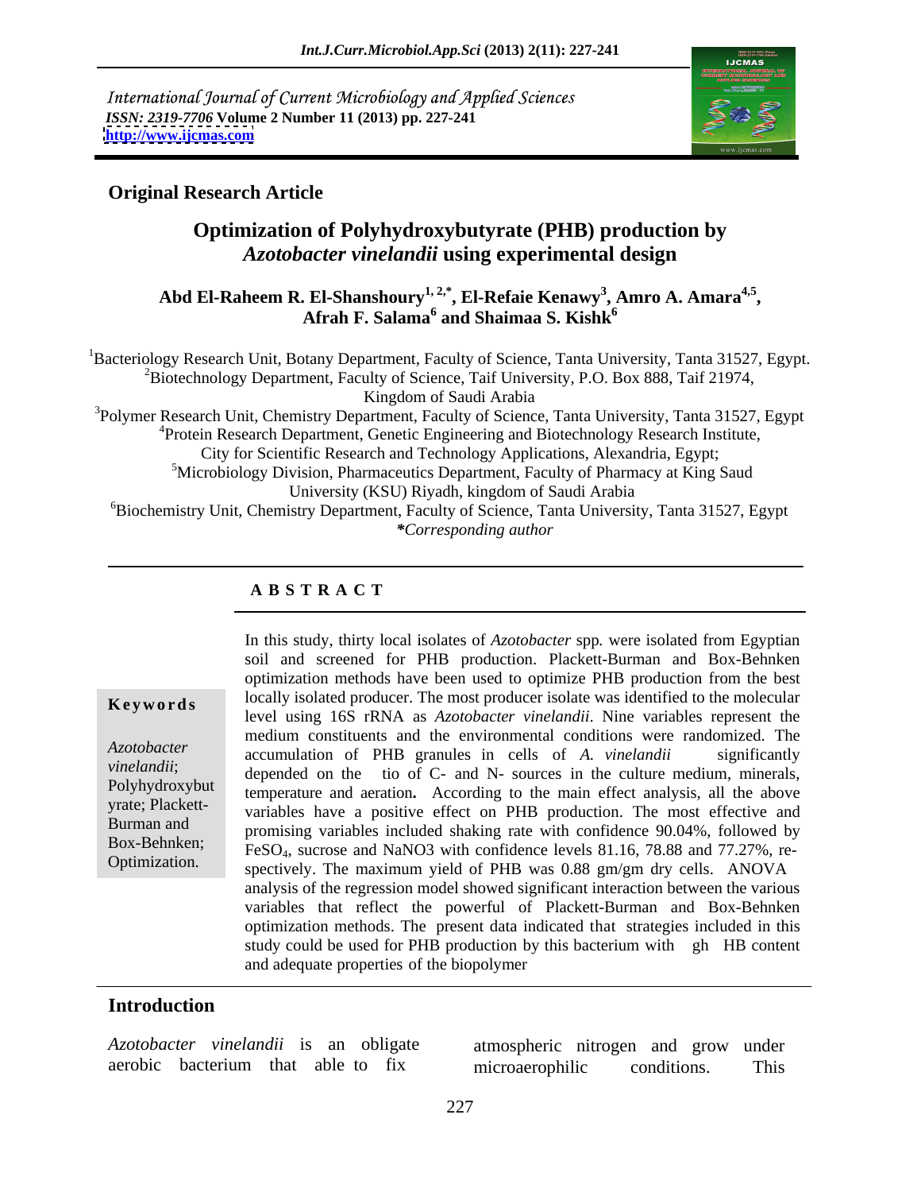International Journal of Current Microbiology and Applied Sciences
*ISSN: 2319-7706* **Volume 2 Number 11 (2013) pp. 227-241**
**http://www.ijcmas.com**

**Original Research Article**

# Optimization of Polyhydroxybutyrate (PHB) production by *Azotobacter vinelandii* using experimental design

**Abd El-Raheem R. El-Shanshoury[1,2,*], El-Refaie Kenawy[3], Amro A. Amara[4,5], Afrah F. Salama[6] and Shaimaa S. Kishk[6]**

[1]Bacteriology Research Unit, Botany Department, Faculty of Science, Tanta University, Tanta 31527, Egypt.
[2]Biotechnology Department, Faculty of Science, Taif University, P.O. Box 888, Taif 21974, Kingdom of Saudi Arabia
[3]Polymer Research Unit, Chemistry Department, Faculty of Science, Tanta University, Tanta 31527, Egypt
[4]Protein Research Department, Genetic Engineering and Biotechnology Research Institute, City for Scientific Research and Technology Applications, Alexandria, Egypt;
[5]Microbiology Division, Pharmaceutics Department, Faculty of Pharmacy at King Saud University (KSU) Riyadh, kingdom of Saudi Arabia
[6]Biochemistry Unit, Chemistry Department, Faculty of Science, Tanta University, Tanta 31527, Egypt
***Corresponding author**

## A B S T R A C T

**Keywords**

*Azotobacter vinelandii*; Polyhydroxybutyrate; Plackett-Burman and Box-Behnken; Optimization.

In this study, thirty local isolates of *Azotobacter* spp. were isolated from Egyptian soil and screened for PHB production. Plackett-Burman and Box-Behnken optimization methods have been used to optimize PHB production from the best locally isolated producer. The most producer isolate was identified to the molecular level using 16S rRNA as *Azotobacter vinelandii*. Nine variables represent the medium constituents and the environmental conditions were randomized. The accumulation of PHB granules in cells of *A. vinelandii* significantly depended on the tio of C- and N- sources in the culture medium, minerals, temperature and aeration**.** According to the main effect analysis, all the above variables have a positive effect on PHB production. The most effective and promising variables included shaking rate with confidence 90.04%, followed by $FeSO_4$, sucrose and NaNO3 with confidence levels 81.16, 78.88 and 77.27%, re-spectively. The maximum yield of PHB was 0.88 gm/gm dry cells. ANOVA analysis of the regression model showed significant interaction between the various variables that reflect the powerful of Plackett-Burman and Box-Behnken optimization methods. The present data indicated that strategies included in this study could be used for PHB production by this bacterium with gh HB content and adequate properties of the biopolymer

## Introduction

*Azotobacter vinelandii* is an obligate aerobic bacterium that able to fix atmospheric nitrogen and grow under microaerophilic conditions. This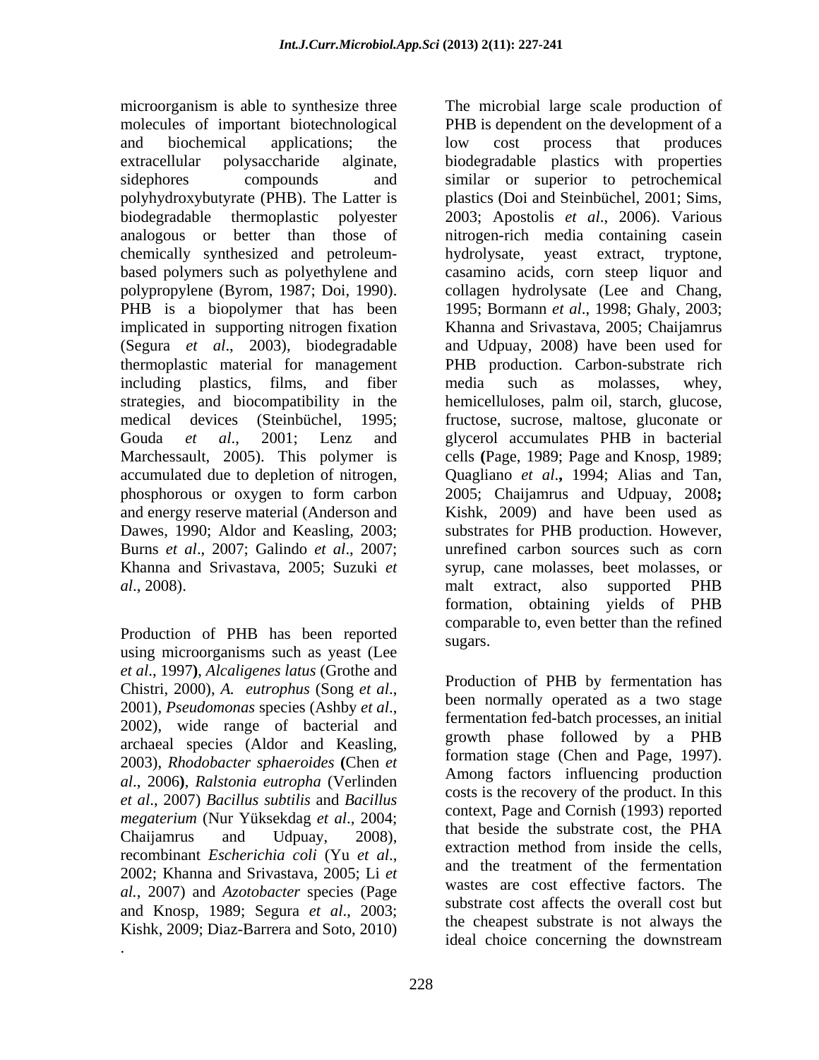microorganism is able to synthesize three molecules of important biotechnological and biochemical applications; the extracellular polysaccharide alginate, sidephores compounds and polyhydroxybutyrate (PHB). The Latter is biodegradable thermoplastic polyester analogous or better than those of chemically synthesized and petroleum-based polymers such as polyethylene and polypropylene (Byrom, 1987; Doi, 1990). PHB is a biopolymer that has been implicated in supporting nitrogen fixation (Segura *et al*., 2003), biodegradable thermoplastic material for management including plastics, films, and fiber strategies, and biocompatibility in the medical devices (Steinbüchel, 1995; Gouda *et al*., 2001; Lenz and Marchessault, 2005). This polymer is accumulated due to depletion of nitrogen, phosphorous or oxygen to form carbon and energy reserve material (Anderson and Dawes, 1990; Aldor and Keasling, 2003; Burns *et al*., 2007; Galindo *et al*., 2007; Khanna and Srivastava, 2005; Suzuki *et al*., 2008).

Production of PHB has been reported using microorganisms such as yeast (Lee *et al*., 1997**)**, *Alcaligenes latus* (Grothe and Chistri, 2000), *A. eutrophus* (Song *et al*., 2001), *Pseudomonas* species (Ashby *et al*., 2002), wide range of bacterial and archaeal species (Aldor and Keasling, 2003), *Rhodobacter sphaeroides* **(**Chen *et al*., 2006**)**, *Ralstonia eutropha* (Verlinden *et al*., 2007) *Bacillus subtilis* and *Bacillus megaterium* (Nur Yüksekdag *et al*., 2004; Chaijamrus and Udpuay, 2008), recombinant *Escherichia coli* (Yu *et al*., 2002; Khanna and Srivastava, 2005; Li *et al.*, 2007) and *Azotobacter* species (Page and Knosp, 1989; Segura *et al*., 2003; Kishk, 2009; Diaz-Barrera and Soto, 2010).

The microbial large scale production of PHB is dependent on the development of a low cost process that produces biodegradable plastics with properties similar or superior to petrochemical plastics (Doi and Steinbüchel, 2001; Sims, 2003; Apostolis *et al*., 2006). Various nitrogen-rich media containing casein hydrolysate, yeast extract, tryptone, casamino acids, corn steep liquor and collagen hydrolysate (Lee and Chang, 1995; Bormann *et al*., 1998; Ghaly, 2003; Khanna and Srivastava, 2005; Chaijamrus and Udpuay, 2008) have been used for PHB production. Carbon-substrate rich media such as molasses, whey, hemicelluloses, palm oil, starch, glucose, fructose, sucrose, maltose, gluconate or glycerol accumulates PHB in bacterial cells **(**Page, 1989; Page and Knosp, 1989; Quagliano *et al***.,** 1994; Alias and Tan, 2005; Chaijamrus and Udpuay, 2008**;** Kishk, 2009) and have been used as substrates for PHB production. However, unrefined carbon sources such as corn syrup, cane molasses, beet molasses, or malt extract, also supported PHB formation, obtaining yields of PHB comparable to, even better than the refined sugars.

Production of PHB by fermentation has been normally operated as a two stage fermentation fed-batch processes, an initial growth phase followed by a PHB formation stage (Chen and Page, 1997). Among factors influencing production costs is the recovery of the product. In this context, Page and Cornish (1993) reported that beside the substrate cost, the PHA extraction method from inside the cells, and the treatment of the fermentation wastes are cost effective factors. The substrate cost affects the overall cost but the cheapest substrate is not always the ideal choice concerning the downstream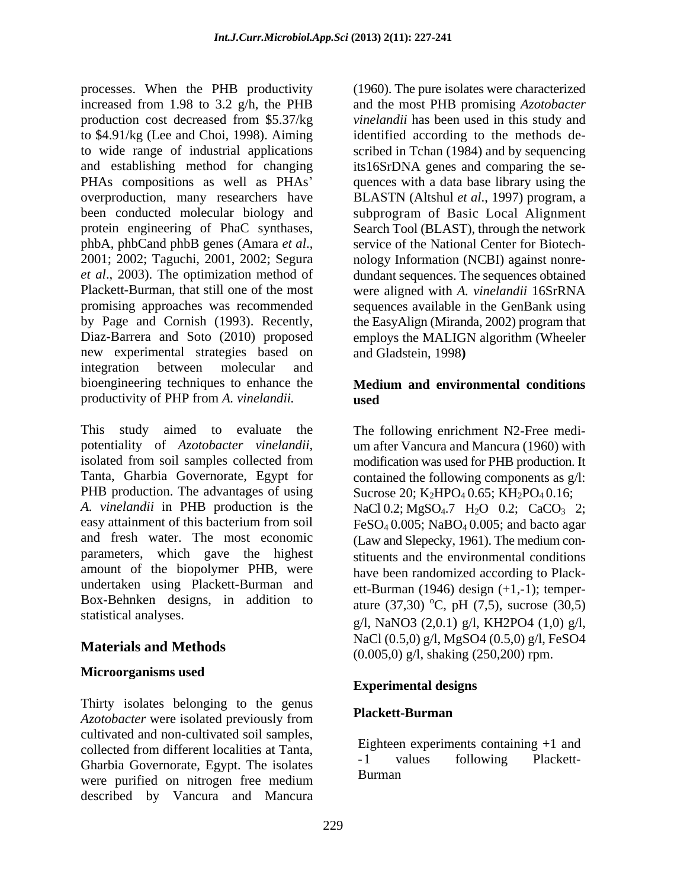processes. When the PHB productivity increased from 1.98 to 3.2 g/h, the PHB production cost decreased from \$5.37/kg to \$4.91/kg (Lee and Choi, 1998). Aiming to wide range of industrial applications and establishing method for changing PHAs compositions as well as PHAs' overproduction, many researchers have been conducted molecular biology and protein engineering of PhaC synthases, phbA, phbCand phbB genes (Amara *et al*., 2001; 2002; Taguchi, 2001, 2002; Segura *et al*., 2003). The optimization method of Plackett-Burman, that still one of the most promising approaches was recommended by Page and Cornish (1993). Recently, Diaz-Barrera and Soto (2010) proposed new experimental strategies based on integration between molecular and bioengineering techniques to enhance the productivity of PHP from *A. vinelandii.*

This study aimed to evaluate the potentiality of *Azotobacter vinelandii*, isolated from soil samples collected from Tanta, Gharbia Governorate, Egypt for PHB production. The advantages of using *A. vinelandii* in PHB production is the easy attainment of this bacterium from soil and fresh water. The most economic parameters, which gave the highest amount of the biopolymer PHB, were undertaken using Plackett-Burman and Box-Behnken designs, in addition to statistical analyses.

## Materials and Methods

### Microorganisms used

Thirty isolates belonging to the genus *Azotobacter* were isolated previously from cultivated and non-cultivated soil samples, collected from different localities at Tanta, Gharbia Governorate, Egypt. The isolates were purified on nitrogen free medium described by Vancura and Mancura (1960). The pure isolates were characterized and the most PHB promising *Azotobacter vinelandii* has been used in this study and identified according to the methods described in Tchan (1984) and by sequencing its16SrDNA genes and comparing the sequences with a data base library using the BLASTN (Altshul *et al*., 1997) program, a subprogram of Basic Local Alignment Search Tool (BLAST), through the network service of the National Center for Biotechnology Information (NCBI) against nonredundant sequences. The sequences obtained were aligned with *A. vinelandii* 16SrRNA sequences available in the GenBank using the EasyAlign (Miranda, 2002) program that employs the MALIGN algorithm (Wheeler and Gladstein, 1998)

### Medium and environmental conditions used

The following enrichment N2-Free medium after Vancura and Mancura (1960) with modification was used for PHB production. It contained the following components as g/l: Sucrose 20; $K_2HPO_4$ 0.65; $KH_2PO_4$ 0.16; NaCl 0.2; $MgSO_4.7\ H_2O$ 0.2; $CaCO_3$ 2; $FeSO_4$ 0.005; $NaBO_4$ 0.005; and bacto agar (Law and Slepecky, 1961). The medium constituents and the environmental conditions have been randomized according to Plackett-Burman (1946) design (+1,-1); temperature (37,30) $^{o}$C, pH (7,5), sucrose (30,5) g/l, NaNO3 (2,0.1) g/l, KH2PO4 (1,0) g/l, NaCl (0.5,0) g/l, MgSO4 (0.5,0) g/l, FeSO4 (0.005,0) g/l, shaking (250,200) rpm.

### Experimental designs

#### Plackett-Burman

Eighteen experiments containing +1 and -1 values following Plackett-Burman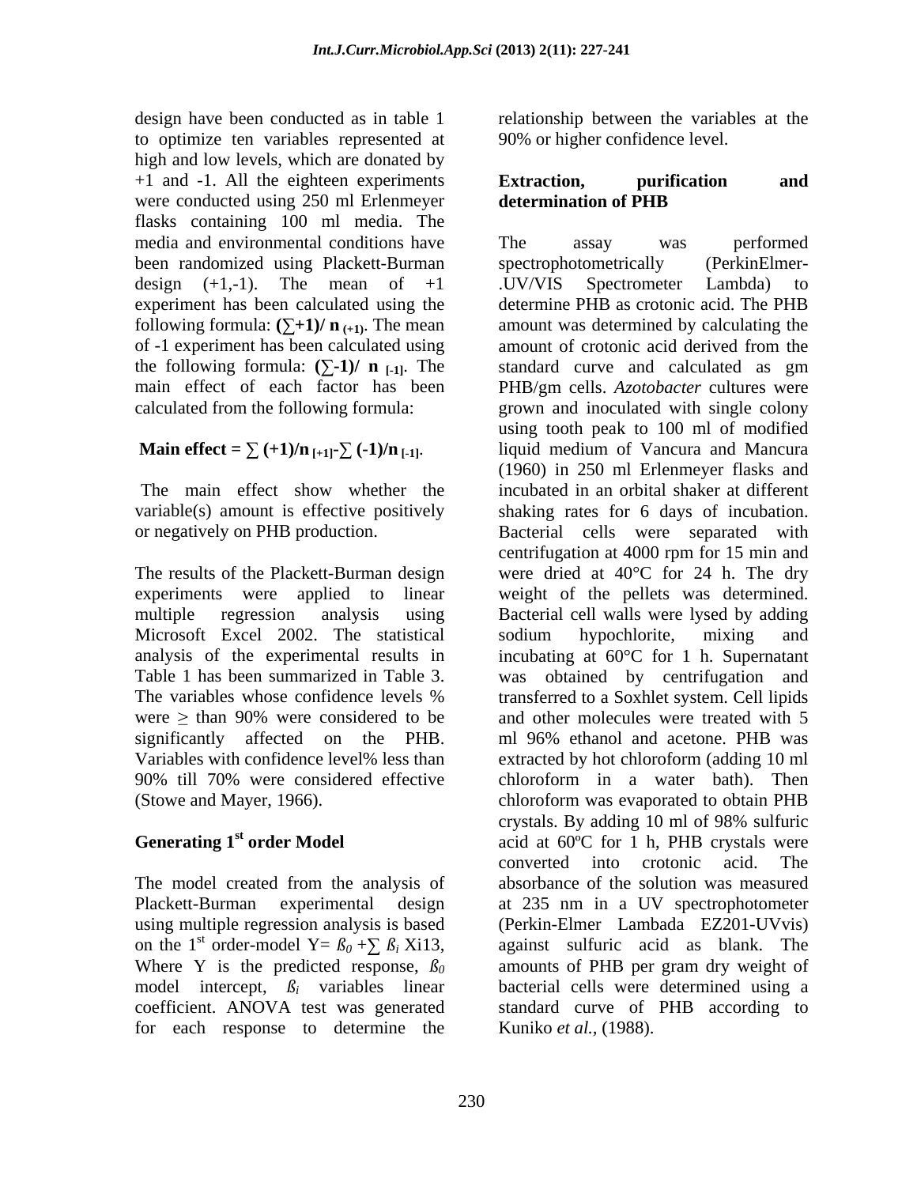design have been conducted as in table 1 to optimize ten variables represented at high and low levels, which are donated by +1 and -1. All the eighteen experiments were conducted using 250 ml Erlenmeyer flasks containing 100 ml media. The media and environmental conditions have been randomized using Plackett-Burman design (+1,-1). The mean of +1 experiment has been calculated using the following formula: $(\sum+1)/\ n_{(+1)}$. The mean of -1 experiment has been calculated using the following formula: $(\sum-1)/\ n_{[-1]}$. The main effect of each factor has been calculated from the following formula:

$$\textbf{Main effect} = \sum(+1)/n_{[+1]} - \sum(-1)/n_{[-1]}.$$

The main effect show whether the variable(s) amount is effective positively or negatively on PHB production.

The results of the Plackett-Burman design experiments were applied to linear multiple regression analysis using Microsoft Excel 2002. The statistical analysis of the experimental results in Table 1 has been summarized in Table 3. The variables whose confidence levels % were $\geq$ than 90% were considered to be significantly affected on the PHB. Variables with confidence level% less than 90% till 70% were considered effective (Stowe and Mayer, 1966).

## Generating 1st order Model

The model created from the analysis of Plackett-Burman experimental design using multiple regression analysis is based on the 1st order-model $Y= ß_0 +\sum ß_i Xi13$, Where Y is the predicted response, $ß_0$ model intercept, $ß_i$ variables linear coefficient. ANOVA test was generated for each response to determine the relationship between the variables at the 90% or higher confidence level.

## Extraction, purification and determination of PHB

The assay was performed spectrophotometrically (PerkinElmer-.UV/VIS Spectrometer Lambda) to determine PHB as crotonic acid. The PHB amount was determined by calculating the amount of crotonic acid derived from the standard curve and calculated as gm PHB/gm cells. *Azotobacter* cultures were grown and inoculated with single colony using tooth peak to 100 ml of modified liquid medium of Vancura and Mancura (1960) in 250 ml Erlenmeyer flasks and incubated in an orbital shaker at different shaking rates for 6 days of incubation. Bacterial cells were separated with centrifugation at 4000 rpm for 15 min and were dried at 40°C for 24 h. The dry weight of the pellets was determined. Bacterial cell walls were lysed by adding sodium hypochlorite, mixing and incubating at 60°C for 1 h. Supernatant was obtained by centrifugation and transferred to a Soxhlet system. Cell lipids and other molecules were treated with 5 ml 96% ethanol and acetone. PHB was extracted by hot chloroform (adding 10 ml chloroform in a water bath). Then chloroform was evaporated to obtain PHB crystals. By adding 10 ml of 98% sulfuric acid at 60ºC for 1 h, PHB crystals were converted into crotonic acid. The absorbance of the solution was measured at 235 nm in a UV spectrophotometer (Perkin-Elmer Lambada EZ201-UVvis) against sulfuric acid as blank. The amounts of PHB per gram dry weight of bacterial cells were determined using a standard curve of PHB according to Kuniko *et al.,* (1988).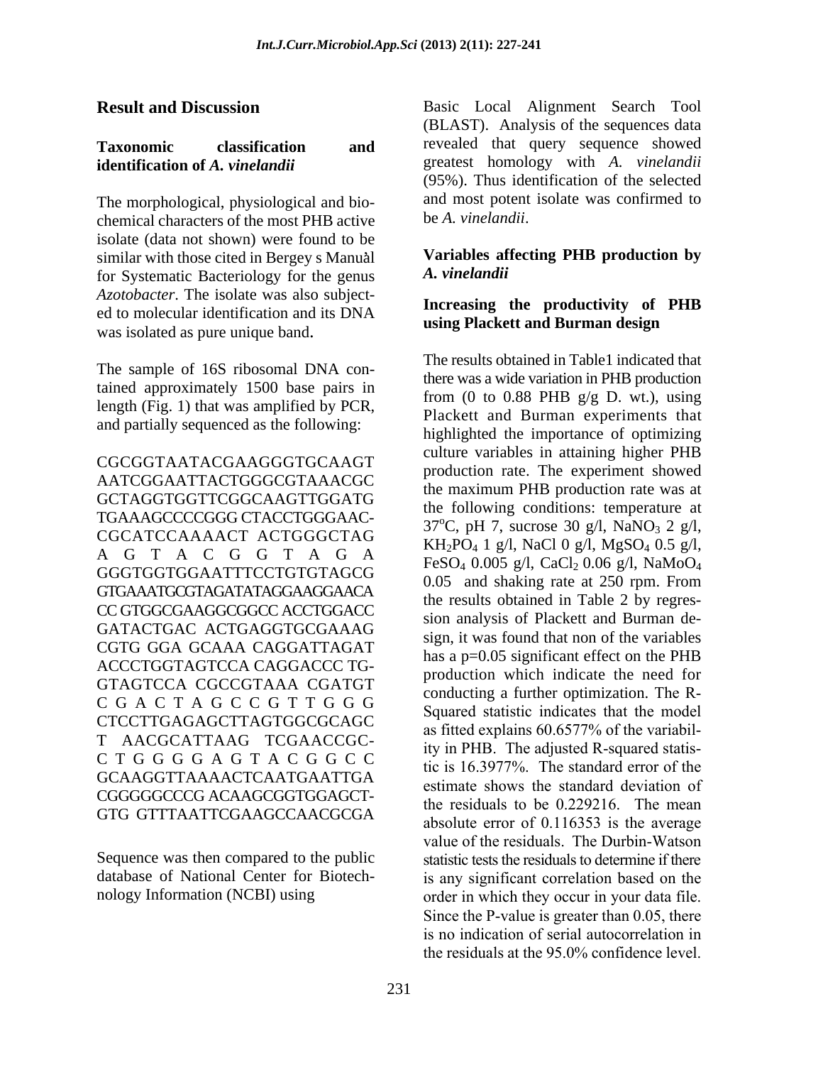## Result and Discussion

### Taxonomic classification and identification of *A. vinelandii*

The morphological, physiological and biochemical characters of the most PHB active isolate (data not shown) were found to be similar with those cited in Bergey s Manuàl for Systematic Bacteriology for the genus *Azotobacter*. The isolate was also subjected to molecular identification and its DNA was isolated as pure unique band.

The sample of 16S ribosomal DNA contained approximately 1500 base pairs in length (Fig. 1) that was amplified by PCR, and partially sequenced as the following:

CGCGGTAATACGAAGGGTGCAAGT AATCGGAATTACTGGGCGTAAACGC GCTAGGTGGTTCGGCAAGTTGGATG TGAAAGCCCCGGG CTACCTGGGAAC-CGCATCCAAAACT ACTGGGCTAG A G T A C G G T A G A GGGTGGTGGAATTTCCTGTGTAGCG GTGAAATGCGTAGATATAGGAAGGAACA CC GTGGCGAAGGCGGCC ACCTGGACC GATACTGAC ACTGAGGTGCGAAAG CGTG GGA GCAAA CAGGATTAGAT ACCCTGGTAGTCCA CAGGACCC TG-GTAGTCCA CGCCGTAAA CGATGT C G A C T A G C C G T T G G G CTCCTTGAGAGCTTAGTGGCGCAGC T AACGCATTAAG TCGAACCGC-C T G G G G G A G T A C G G C C GCAAGGTTAAAACTCAATGAATTGA CGGGGGCCCG ACAAGCGGTGGAGCT-GTG GTTTAATTCGAAGCCAACGCGA

Sequence was then compared to the public database of National Center for Biotechnology Information (NCBI) using Basic Local Alignment Search Tool (BLAST). Analysis of the sequences data revealed that query sequence showed greatest homology with *A. vinelandii* (95%). Thus identification of the selected and most potent isolate was confirmed to be *A. vinelandii*.

### Variables affecting PHB production by *A. vinelandii*

#### Increasing the productivity of PHB using Plackett and Burman design

The results obtained in Table1 indicated that there was a wide variation in PHB production from (0 to 0.88 PHB g/g D. wt.), using Plackett and Burman experiments that highlighted the importance of optimizing culture variables in attaining higher PHB production rate. The experiment showed the maximum PHB production rate was at the following conditions: temperature at 37°C, pH 7, sucrose 30 g/l, $NaNO_3$ 2 g/l, $KH_2PO_4$ 1 g/l, NaCl 0 g/l, $MgSO_4$ 0.5 g/l, $FeSO_4$ 0.005 g/l, $CaCl_2$ 0.06 g/l, $NaMoO_4$ 0.05 and shaking rate at 250 rpm. From the results obtained in Table 2 by regression analysis of Plackett and Burman design, it was found that non of the variables has a p=0.05 significant effect on the PHB production which indicate the need for conducting a further optimization. The R-Squared statistic indicates that the model as fitted explains 60.6577% of the variability in PHB. The adjusted R-squared statistic is 16.3977%. The standard error of the estimate shows the standard deviation of the residuals to be 0.229216. The mean absolute error of 0.116353 is the average value of the residuals. The Durbin-Watson statistic tests the residuals to determine if there is any significant correlation based on the order in which they occur in your data file. Since the P-value is greater than 0.05, there is no indication of serial autocorrelation in the residuals at the 95.0% confidence level.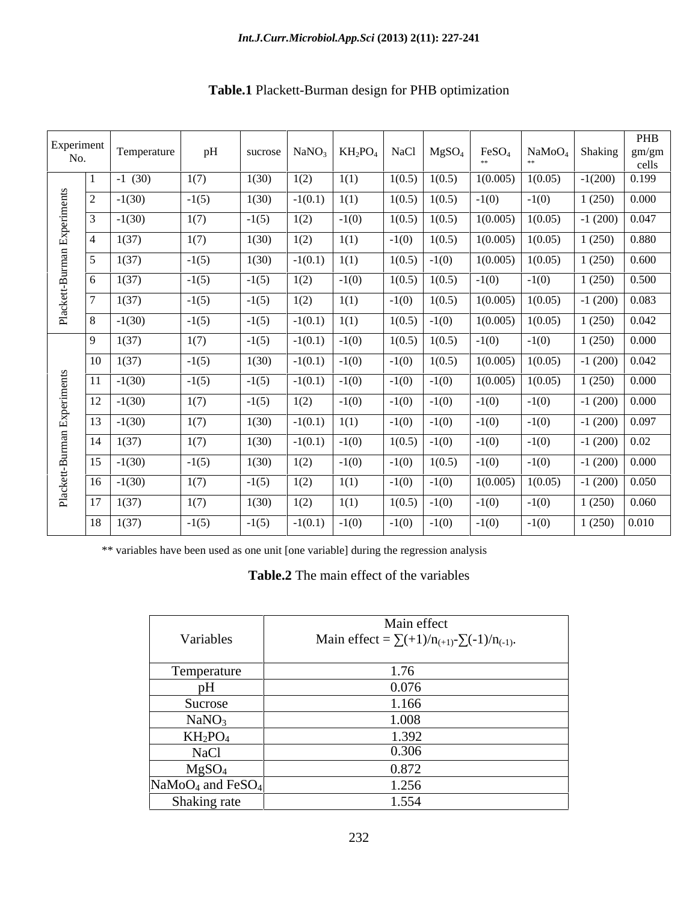**Table.1** Plackett-Burman design for PHB optimization

| | Experiment No. | Temperature | pH | sucrose | $NaNO_3$ | $KH_2PO_4$ | NaCl | $MgSO_4$ | $FeSO_4$ ** | $NaMoO_4$ ** | Shaking | PHB gm/gm cells |
|---|---|---|---|---|---|---|---|---|---|---|---|---|
| Plackett-Burman Experiments | 1 | -1 (30) | 1(7) | 1(30) | 1(2) | 1(1) | 1(0.5) | 1(0.5) | 1(0.005) | 1(0.05) | -1(200) | 0.199 |
| | 2 | -1(30) | -1(5) | 1(30) | -1(0.1) | 1(1) | 1(0.5) | 1(0.5) | -1(0) | -1(0) | 1 (250) | 0.000 |
| | 3 | -1(30) | 1(7) | -1(5) | 1(2) | -1(0) | 1(0.5) | 1(0.5) | 1(0.005) | 1(0.05) | -1 (200) | 0.047 |
| | 4 | 1(37) | 1(7) | 1(30) | 1(2) | 1(1) | -1(0) | 1(0.5) | 1(0.005) | 1(0.05) | 1 (250) | 0.880 |
| | 5 | 1(37) | -1(5) | 1(30) | -1(0.1) | 1(1) | 1(0.5) | -1(0) | 1(0.005) | 1(0.05) | 1 (250) | 0.600 |
| | 6 | 1(37) | -1(5) | -1(5) | 1(2) | -1(0) | 1(0.5) | 1(0.5) | -1(0) | -1(0) | 1 (250) | 0.500 |
| | 7 | 1(37) | -1(5) | -1(5) | 1(2) | 1(1) | -1(0) | 1(0.5) | 1(0.005) | 1(0.05) | -1 (200) | 0.083 |
| | 8 | -1(30) | -1(5) | -1(5) | -1(0.1) | 1(1) | 1(0.5) | -1(0) | 1(0.005) | 1(0.05) | 1 (250) | 0.042 |
| Plackett-Burman Experiments | 9 | 1(37) | 1(7) | -1(5) | -1(0.1) | -1(0) | 1(0.5) | 1(0.5) | -1(0) | -1(0) | 1 (250) | 0.000 |
| | 10 | 1(37) | -1(5) | 1(30) | -1(0.1) | -1(0) | -1(0) | 1(0.5) | 1(0.005) | 1(0.05) | -1 (200) | 0.042 |
| | 11 | -1(30) | -1(5) | -1(5) | -1(0.1) | -1(0) | -1(0) | -1(0) | 1(0.005) | 1(0.05) | 1 (250) | 0.000 |
| | 12 | -1(30) | 1(7) | -1(5) | 1(2) | -1(0) | -1(0) | -1(0) | -1(0) | -1(0) | -1 (200) | 0.000 |
| | 13 | -1(30) | 1(7) | 1(30) | -1(0.1) | 1(1) | -1(0) | -1(0) | -1(0) | -1(0) | -1 (200) | 0.097 |
| | 14 | 1(37) | 1(7) | 1(30) | -1(0.1) | -1(0) | 1(0.5) | -1(0) | -1(0) | -1(0) | -1 (200) | 0.02 |
| | 15 | -1(30) | -1(5) | 1(30) | 1(2) | -1(0) | -1(0) | 1(0.5) | -1(0) | -1(0) | -1 (200) | 0.000 |
| | 16 | -1(30) | 1(7) | -1(5) | 1(2) | 1(1) | -1(0) | -1(0) | 1(0.005) | 1(0.05) | -1 (200) | 0.050 |
| | 17 | 1(37) | 1(7) | 1(30) | 1(2) | 1(1) | 1(0.5) | -1(0) | -1(0) | -1(0) | 1 (250) | 0.060 |
| | 18 | 1(37) | -1(5) | -1(5) | -1(0.1) | -1(0) | -1(0) | -1(0) | -1(0) | -1(0) | 1 (250) | 0.010 |

** variables have been used as one unit [one variable] during the regression analysis

**Table.2** The main effect of the variables

| Variables | Main effect<br>Main effect = $\sum(+1)/n_{(+1)}-\sum(-1)/n_{(-1)}$. |
|---|---|
| Temperature | 1.76 |
| pH | 0.076 |
| Sucrose | 1.166 |
| $NaNO_3$ | 1.008 |
| $KH_2PO_4$ | 1.392 |
| NaCl | 0.306 |
| $MgSO_4$ | 0.872 |
| $NaMoO_4$ and $FeSO_4$ | 1.256 |
| Shaking rate | 1.554 |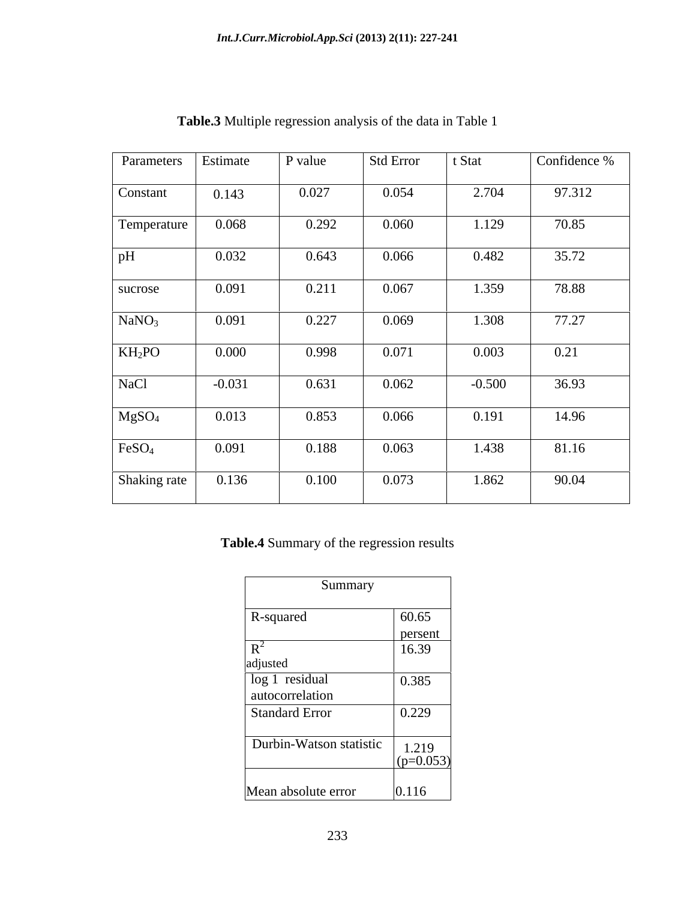**Table.3** Multiple regression analysis of the data in Table 1

| Parameters | Estimate | P value | Std Error | t Stat | Confidence % |
|---|---|---|---|---|---|
| Constant | 0.143 | 0.027 | 0.054 | 2.704 | 97.312 |
| Temperature | 0.068 | 0.292 | 0.060 | 1.129 | 70.85 |
| pH | 0.032 | 0.643 | 0.066 | 0.482 | 35.72 |
| sucrose | 0.091 | 0.211 | 0.067 | 1.359 | 78.88 |
| $NaNO_3$ | 0.091 | 0.227 | 0.069 | 1.308 | 77.27 |
| $KH_2PO$ | 0.000 | 0.998 | 0.071 | 0.003 | 0.21 |
| NaCl | -0.031 | 0.631 | 0.062 | -0.500 | 36.93 |
| $MgSO_4$ | 0.013 | 0.853 | 0.066 | 0.191 | 14.96 |
| $FeSO_4$ | 0.091 | 0.188 | 0.063 | 1.438 | 81.16 |
| Shaking rate | 0.136 | 0.100 | 0.073 | 1.862 | 90.04 |

**Table.4** Summary of the regression results

| Summary | |
|---|---|
| R-squared | 60.65 persent |
| $R^2$ adjusted | 16.39 |
| log 1 residual autocorrelation | 0.385 |
| Standard Error | 0.229 |
| Durbin-Watson statistic | 1.219 ($p$=0.053) |
| Mean absolute error | 0.116 |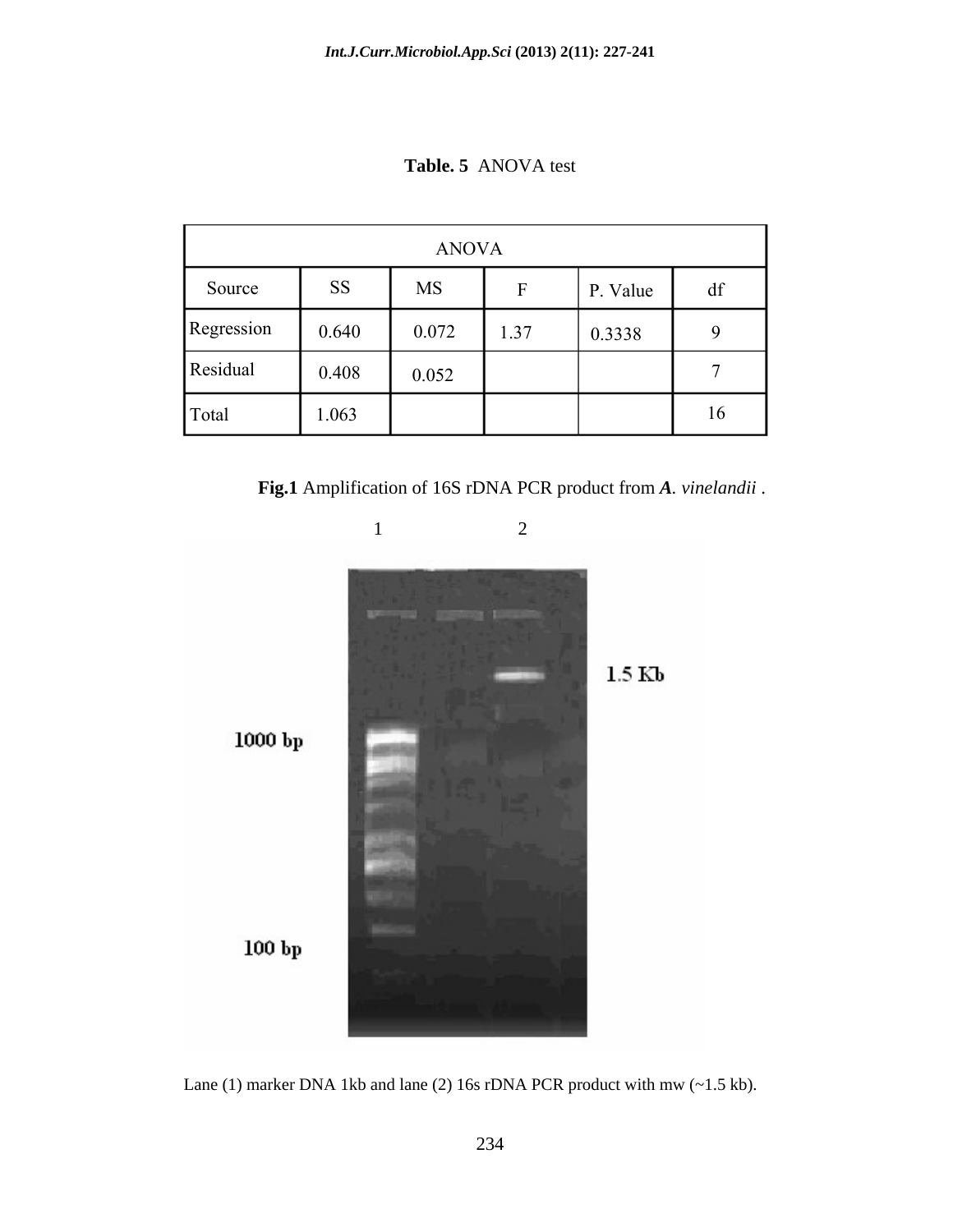**Table. 5** ANOVA test

| ANOVA | | | | | |
|---|---|---|---|---|---|
| Source | SS | MS | F | P. Value | df |
| Regression | 0.640 | 0.072 | 1.37 | 0.3338 | 9 |
| Residual | 0.408 | 0.052 | | | 7 |
| Total | 1.063 | | | | 16 |

**Fig.1** Amplification of 16S rDNA PCR product from ***A**. vinelandii* .

Lane (1) marker DNA 1kb and lane (2) 16s rDNA PCR product with mw (~1.5 kb).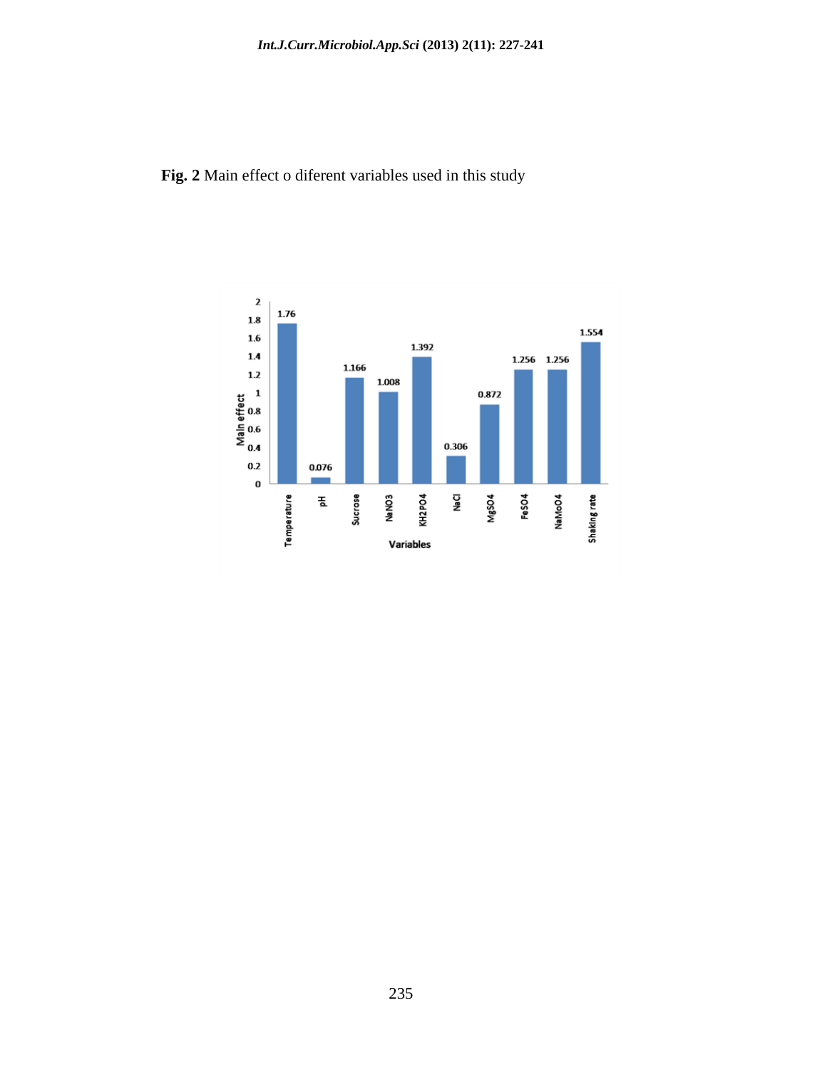**Fig. 2** Main effect o diferent variables used in this study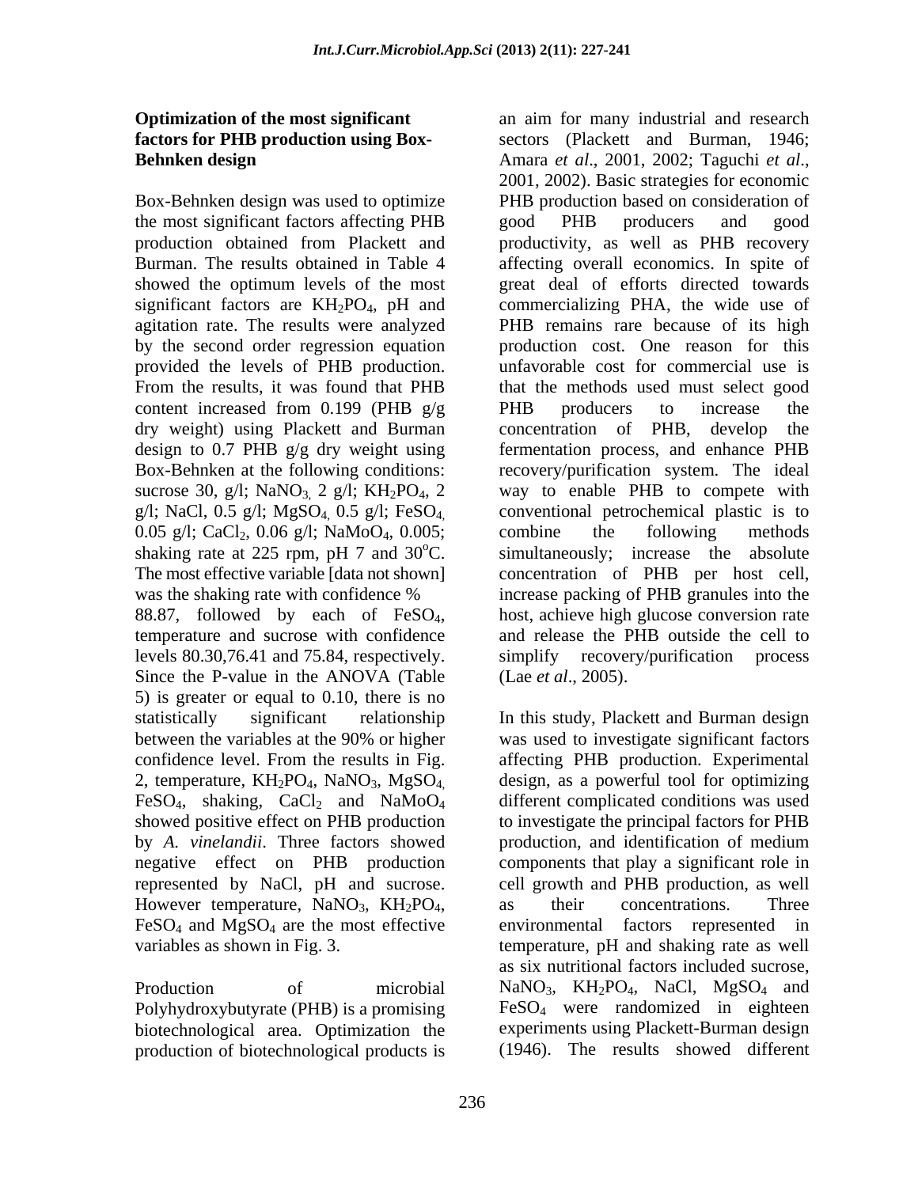**Optimization of the most significant factors for PHB production using Box-Behnken design**

Box-Behnken design was used to optimize the most significant factors affecting PHB production obtained from Plackett and Burman. The results obtained in Table 4 showed the optimum levels of the most significant factors are $KH_2PO_4$, pH and agitation rate. The results were analyzed by the second order regression equation provided the levels of PHB production. From the results, it was found that PHB content increased from 0.199 (PHB g/g dry weight) using Plackett and Burman design to 0.7 PHB g/g dry weight using Box-Behnken at the following conditions: sucrose 30, g/l; $NaNO_3$, 2 g/l; $KH_2PO_4$, 2 g/l; NaCl, 0.5 g/l; $MgSO_4$, 0.5 g/l; $FeSO_4$, 0.05 g/l; $CaCl_2$, 0.06 g/l; $NaMoO_4$, 0.005; shaking rate at 225 rpm, pH 7 and 30$^o$C. The most effective variable [data not shown] was the shaking rate with confidence % 88.87, followed by each of $FeSO_4$, temperature and sucrose with confidence levels 80.30,76.41 and 75.84, respectively. Since the P-value in the ANOVA (Table 5) is greater or equal to 0.10, there is no statistically significant relationship between the variables at the 90% or higher confidence level. From the results in Fig. 2, temperature, $KH_2PO_4$, $NaNO_3$, $MgSO_4$, $FeSO_4$, shaking, $CaCl_2$ and $NaMoO_4$ showed positive effect on PHB production by *A. vinelandii*. Three factors showed negative effect on PHB production represented by NaCl, pH and sucrose. However temperature, $NaNO_3$, $KH_2PO_4$, $FeSO_4$ and $MgSO_4$ are the most effective variables as shown in Fig. 3.

Production of microbial Polyhydroxybutyrate (PHB) is a promising biotechnological area. Optimization the production of biotechnological products is an aim for many industrial and research sectors (Plackett and Burman, 1946; Amara *et al*., 2001, 2002; Taguchi *et al*., 2001, 2002). Basic strategies for economic PHB production based on consideration of good PHB producers and good productivity, as well as PHB recovery affecting overall economics. In spite of great deal of efforts directed towards commercializing PHA, the wide use of PHB remains rare because of its high production cost. One reason for this unfavorable cost for commercial use is that the methods used must select good PHB producers to increase the concentration of PHB, develop the fermentation process, and enhance PHB recovery/purification system. The ideal way to enable PHB to compete with conventional petrochemical plastic is to combine the following methods simultaneously; increase the absolute concentration of PHB per host cell, increase packing of PHB granules into the host, achieve high glucose conversion rate and release the PHB outside the cell to simplify recovery/purification process (Lae *et al*., 2005).

In this study, Plackett and Burman design was used to investigate significant factors affecting PHB production. Experimental design, as a powerful tool for optimizing different complicated conditions was used to investigate the principal factors for PHB production, and identification of medium components that play a significant role in cell growth and PHB production, as well as their concentrations. Three environmental factors represented in temperature, pH and shaking rate as well as six nutritional factors included sucrose, $NaNO_3$, $KH_2PO_4$, NaCl, $MgSO_4$ and $FeSO_4$ were randomized in eighteen experiments using Plackett-Burman design (1946). The results showed different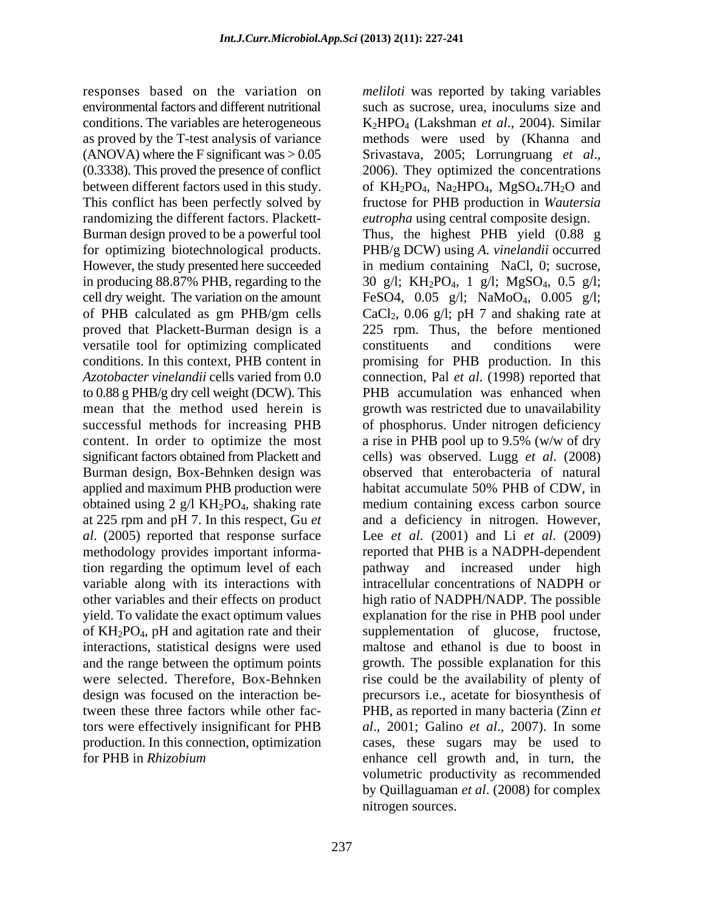responses based on the variation on environmental factors and different nutritional conditions. The variables are heterogeneous as proved by the T-test analysis of variance (ANOVA) where the F significant was > 0.05 (0.3338). This proved the presence of conflict between different factors used in this study. This conflict has been perfectly solved by randomizing the different factors. Plackett-Burman design proved to be a powerful tool for optimizing biotechnological products. However, the study presented here succeeded in producing 88.87% PHB, regarding to the cell dry weight. The variation on the amount of PHB calculated as gm PHB/gm cells proved that Plackett-Burman design is a versatile tool for optimizing complicated conditions. In this context, PHB content in *Azotobacter vinelandii* cells varied from 0.0 to 0.88 g PHB/g dry cell weight (DCW). This mean that the method used herein is successful methods for increasing PHB content. In order to optimize the most significant factors obtained from Plackett and Burman design, Box-Behnken design was applied and maximum PHB production were obtained using 2 g/l $KH_2PO_4$, shaking rate at 225 rpm and pH 7. In this respect, Gu *et al*. (2005) reported that response surface methodology provides important information regarding the optimum level of each variable along with its interactions with other variables and their effects on product yield. To validate the exact optimum values of $KH_2PO_4$, pH and agitation rate and their interactions, statistical designs were used and the range between the optimum points were selected. Therefore, Box-Behnken design was focused on the interaction between these three factors while other factors were effectively insignificant for PHB production. In this connection, optimization for PHB in *Rhizobium meliloti* was reported by taking variables such as sucrose, urea, inoculums size and $K_2HPO_4$ (Lakshman *et al*., 2004). Similar methods were used by (Khanna and Srivastava, 2005; Lorrungruang *et al*., 2006). They optimized the concentrations of $KH_2PO_4$, $Na_2HPO_4$, $MgSO_4.7H_2O$ and fructose for PHB production in *Wautersia eutropha* using central composite design.

Thus, the highest PHB yield (0.88 g PHB/g DCW) using *A. vinelandii* occurred in medium containing NaCl, 0; sucrose, 30 g/l; $KH_2PO_4$, 1 g/l; $MgSO_4$, 0.5 g/l; FeSO4, 0.05 g/l; $NaMoO_4$, 0.005 g/l; $CaCl_2$, 0.06 g/l; pH 7 and shaking rate at 225 rpm. Thus, the before mentioned constituents and conditions were promising for PHB production. In this connection, Pal *et al*. (1998) reported that PHB accumulation was enhanced when growth was restricted due to unavailability of phosphorus. Under nitrogen deficiency a rise in PHB pool up to 9.5% (w/w of dry cells) was observed. Lugg *et al*. (2008) observed that enterobacteria of natural habitat accumulate 50% PHB of CDW, in medium containing excess carbon source and a deficiency in nitrogen. However, Lee *et al*. (2001) and Li *et al*. (2009) reported that PHB is a NADPH-dependent pathway and increased under high intracellular concentrations of NADPH or high ratio of NADPH/NADP. The possible explanation for the rise in PHB pool under supplementation of glucose, fructose, maltose and ethanol is due to boost in growth. The possible explanation for this rise could be the availability of plenty of precursors i.e., acetate for biosynthesis of PHB, as reported in many bacteria (Zinn *et al*., 2001; Galino *et al*., 2007). In some cases, these sugars may be used to enhance cell growth and, in turn, the volumetric productivity as recommended by Quillaguaman *et al*. (2008) for complex nitrogen sources.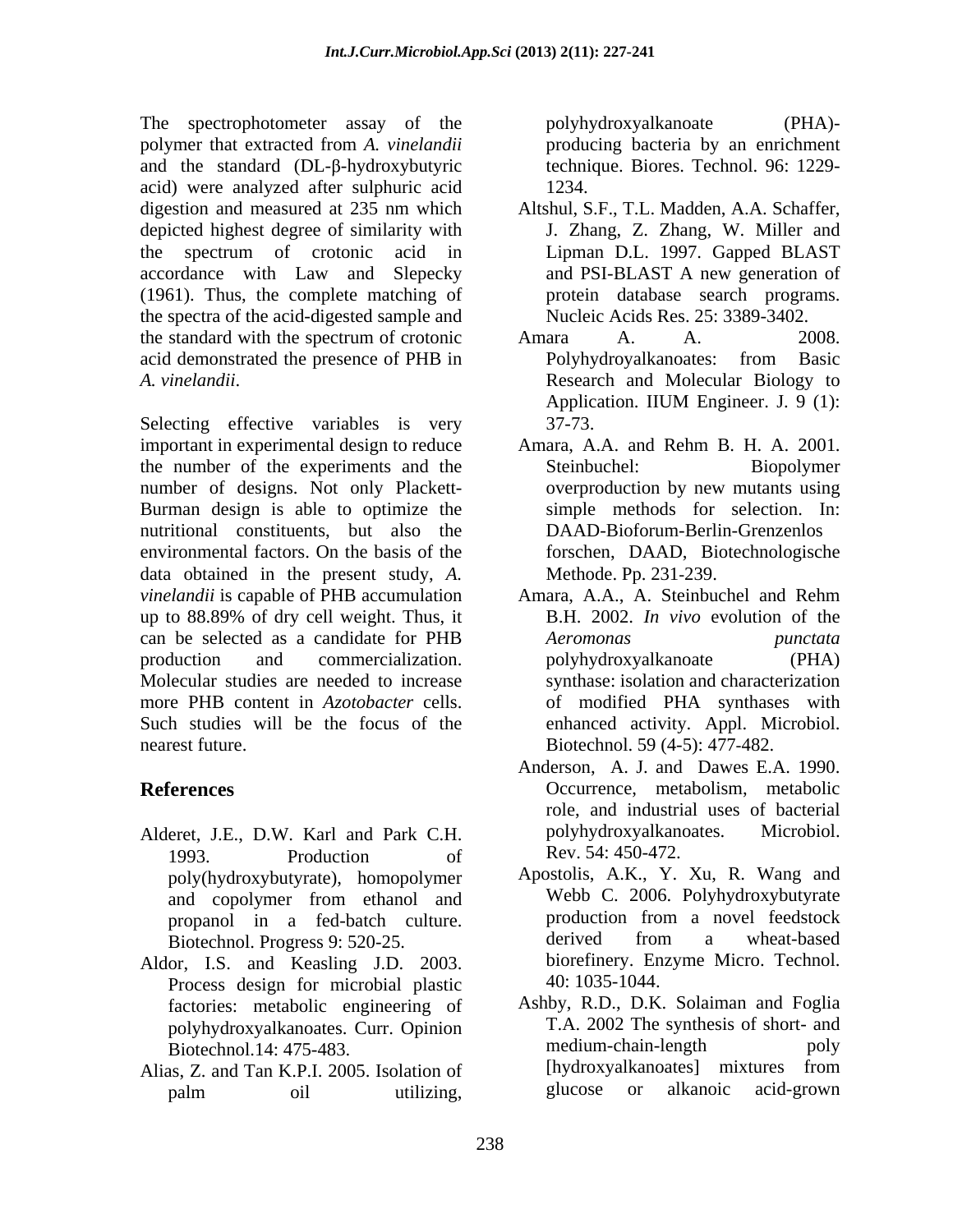The spectrophotometer assay of the polymer that extracted from *A. vinelandii* and the standard (DL-β-hydroxybutyric acid) were analyzed after sulphuric acid digestion and measured at 235 nm which depicted highest degree of similarity with the spectrum of crotonic acid in accordance with Law and Slepecky (1961). Thus, the complete matching of the spectra of the acid-digested sample and the standard with the spectrum of crotonic acid demonstrated the presence of PHB in *A. vinelandii*.

Selecting effective variables is very important in experimental design to reduce the number of the experiments and the number of designs. Not only Plackett-Burman design is able to optimize the nutritional constituents, but also the environmental factors. On the basis of the data obtained in the present study, *A. vinelandii* is capable of PHB accumulation up to 88.89% of dry cell weight. Thus, it can be selected as a candidate for PHB production and commercialization. Molecular studies are needed to increase more PHB content in *Azotobacter* cells. Such studies will be the focus of the nearest future.

## References

Alderet, J.E., D.W. Karl and Park C.H. 1993. Production of poly(hydroxybutyrate), homopolymer and copolymer from ethanol and propanol in a fed-batch culture. Biotechnol. Progress 9: 520-25.

Aldor, I.S. and Keasling J.D. 2003. Process design for microbial plastic factories: metabolic engineering of polyhydroxyalkanoates. Curr. Opinion Biotechnol.14: 475-483.

Alias, Z. and Tan K.P.I. 2005. Isolation of palm oil utilizing, polyhydroxyalkanoate (PHA)-producing bacteria by an enrichment technique. Biores. Technol. 96: 1229-1234.

Altshul, S.F., T.L. Madden, A.A. Schaffer, J. Zhang, Z. Zhang, W. Miller and Lipman D.L. 1997. Gapped BLAST and PSI-BLAST A new generation of protein database search programs. Nucleic Acids Res. 25: 3389-3402.

Amara A. A. 2008. Polyhydroyalkanoates: from Basic Research and Molecular Biology to Application. IIUM Engineer. J. 9 (1): 37-73.

Amara, A.A. and Rehm B. H. A. 2001. Steinbuchel: Biopolymer overproduction by new mutants using simple methods for selection. In: DAAD-Bioforum-Berlin-Grenzenlos forschen, DAAD, Biotechnologische Methode. Pp. 231-239.

Amara, A.A., A. Steinbuchel and Rehm B.H. 2002. *In vivo* evolution of the *Aeromonas punctata* polyhydroxyalkanoate (PHA) synthase: isolation and characterization of modified PHA synthases with enhanced activity. Appl. Microbiol. Biotechnol. 59 (4-5): 477-482.

Anderson, A. J. and Dawes E.A. 1990. Occurrence, metabolism, metabolic role, and industrial uses of bacterial polyhydroxyalkanoates. Microbiol. Rev. 54: 450-472.

Apostolis, A.K., Y. Xu, R. Wang and Webb C. 2006. Polyhydroxybutyrate production from a novel feedstock derived from a wheat-based biorefinery. Enzyme Micro. Technol. 40: 1035-1044.

Ashby, R.D., D.K. Solaiman and Foglia T.A. 2002 The synthesis of short- and medium-chain-length poly [hydroxyalkanoates] mixtures from glucose or alkanoic acid-grown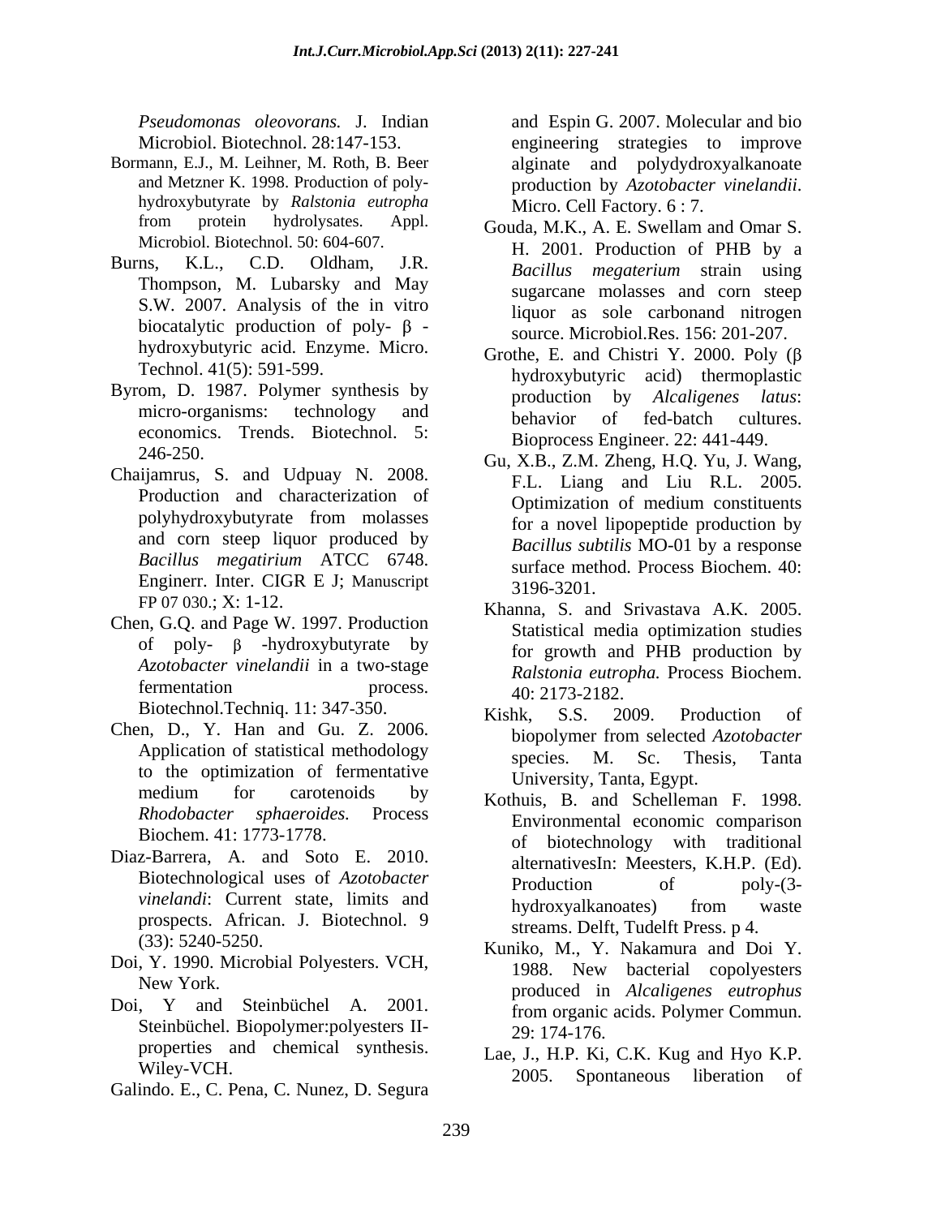*Pseudomonas oleovorans.* J. Indian Microbiol. Biotechnol. 28:147-153.

Bormann, E.J., M. Leihner, M. Roth, B. Beer and Metzner K. 1998. Production of poly-hydroxybutyrate by *Ralstonia eutropha* from protein hydrolysates. Appl. Microbiol. Biotechnol. 50: 604-607.

Burns, K.L., C.D. Oldham, J.R. Thompson, M. Lubarsky and May S.W. 2007. Analysis of the in vitro biocatalytic production of poly- β - hydroxybutyric acid. Enzyme. Micro. Technol. 41(5): 591-599.

Byrom, D. 1987. Polymer synthesis by micro-organisms: technology and economics. Trends. Biotechnol. 5: 246-250.

Chaijamrus, S. and Udpuay N. 2008. Production and characterization of polyhydroxybutyrate from molasses and corn steep liquor produced by *Bacillus megatirium* ATCC 6748. Enginerr. Inter. CIGR E J; Manuscript FP 07 030.; X: 1-12.

Chen, G.Q. and Page W. 1997. Production of poly- β -hydroxybutyrate by *Azotobacter vinelandii* in a two-stage fermentation process. Biotechnol.Techniq. 11: 347-350.

Chen, D., Y. Han and Gu. Z. 2006. Application of statistical methodology to the optimization of fermentative medium for carotenoids by *Rhodobacter sphaeroides.* Process Biochem. 41: 1773-1778.

Diaz-Barrera, A. and Soto E. 2010. Biotechnological uses of *Azotobacter vinelandi*: Current state, limits and prospects. African. J. Biotechnol. 9 (33): 5240-5250.

Doi, Y. 1990. Microbial Polyesters. VCH, New York.

Doi, Y and Steinbüchel A. 2001. Steinbüchel. Biopolymer:polyesters II- properties and chemical synthesis. Wiley-VCH.

Galindo. E., C. Pena, C. Nunez, D. Segura and Espin G. 2007. Molecular and bio engineering strategies to improve alginate and polydydroxyalkanoate production by *Azotobacter vinelandii*. Micro. Cell Factory. 6 : 7.

Gouda, M.K., A. E. Swellam and Omar S. H. 2001. Production of PHB by a *Bacillus megaterium* strain using sugarcane molasses and corn steep liquor as sole carbonand nitrogen source. Microbiol.Res. 156: 201-207.

Grothe, E. and Chistri Y. 2000. Poly (β hydroxybutyric acid) thermoplastic production by *Alcaligenes latus*: behavior of fed-batch cultures. Bioprocess Engineer. 22: 441-449.

Gu, X.B., Z.M. Zheng, H.Q. Yu, J. Wang, F.L. Liang and Liu R.L. 2005. Optimization of medium constituents for a novel lipopeptide production by *Bacillus subtilis* MO-01 by a response surface method. Process Biochem. 40: 3196-3201.

Khanna, S. and Srivastava A.K. 2005. Statistical media optimization studies for growth and PHB production by *Ralstonia eutropha.* Process Biochem. 40: 2173-2182.

Kishk, S.S. 2009. Production of biopolymer from selected *Azotobacter* species. M. Sc. Thesis, Tanta University, Tanta, Egypt.

Kothuis, B. and Schelleman F. 1998. Environmental economic comparison of biotechnology with traditional alternativesIn: Meesters, K.H.P. (Ed). Production of poly-(3-hydroxyalkanoates) from waste streams. Delft, Tudelft Press. p 4.

Kuniko, M., Y. Nakamura and Doi Y. 1988. New bacterial copolyesters produced in *Alcaligenes eutrophus* from organic acids. Polymer Commun. 29: 174-176.

Lae, J., H.P. Ki, C.K. Kug and Hyo K.P. 2005. Spontaneous liberation of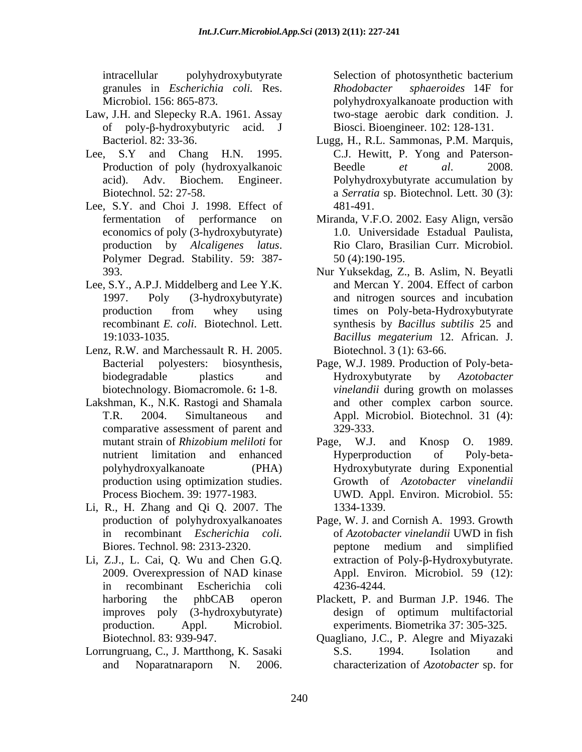intracellular polyhydroxybutyrate granules in *Escherichia coli.* Res. Microbiol. 156: 865-873.

Law, J.H. and Slepecky R.A. 1961. Assay of poly-β-hydroxybutyric acid. J Bacteriol. 82: 33-36.

Lee, S.Y and Chang H.N. 1995. Production of poly (hydroxyalkanoic acid). Adv. Biochem. Engineer. Biotechnol. 52: 27-58.

Lee, S.Y. and Choi J. 1998. Effect of fermentation of performance on economics of poly (3-hydroxybutyrate) production by *Alcaligenes latus*. Polymer Degrad. Stability. 59: 387-393.

Lee, S.Y., A.P.J. Middelberg and Lee Y.K. 1997. Poly (3-hydroxybutyrate) production from whey using recombinant *E. coli*. Biotechnol. Lett. 19:1033-1035.

Lenz, R.W. and Marchessault R. H. 2005. Bacterial polyesters: biosynthesis, biodegradable plastics and biotechnology. Biomacromole. 6**:** 1-8.

Lakshman, K., N.K. Rastogi and Shamala T.R. 2004. Simultaneous and comparative assessment of parent and mutant strain of *Rhizobium meliloti* for nutrient limitation and enhanced polyhydroxyalkanoate (PHA) production using optimization studies. Process Biochem. 39: 1977-1983.

Li, R., H. Zhang and Qi Q. 2007. The production of polyhydroxyalkanoates in recombinant *Escherichia coli.* Biores. Technol. 98: 2313-2320.

Li, Z.J., L. Cai, Q. Wu and Chen G.Q. 2009. Overexpression of NAD kinase in recombinant Escherichia coli harboring the phbCAB operon improves poly (3-hydroxybutyrate) production. Appl. Microbiol. Biotechnol. 83: 939-947.

Lorrungruang, C., J. Martthong, K. Sasaki and Noparatnaraporn N. 2006. Selection of photosynthetic bacterium *Rhodobacter sphaeroides* 14F for polyhydroxyalkanoate production with two-stage aerobic dark condition. J. Biosci. Bioengineer. 102: 128-131.

Lugg, H., R.L. Sammonas, P.M. Marquis, C.J. Hewitt, P. Yong and Paterson-Beedle *et al*. 2008. Polyhydroxybutyrate accumulation by a *Serratia* sp. Biotechnol. Lett. 30 (3): 481-491.

Miranda, V.F.O. 2002. Easy Align, versão 1.0. Universidade Estadual Paulista, Rio Claro, Brasilian Curr. Microbiol. 50 (4):190-195.

Nur Yuksekdag, Z., B. Aslim, N. Beyatli and Mercan Y. 2004. Effect of carbon and nitrogen sources and incubation times on Poly-beta-Hydroxybutyrate synthesis by *Bacillus subtilis* 25 and *Bacillus megaterium* 12. African. J. Biotechnol. 3 (1): 63-66.

Page, W.J. 1989. Production of Poly-beta-Hydroxybutyrate by *Azotobacter vinelandii* during growth on molasses and other complex carbon source. Appl. Microbiol. Biotechnol. 31 (4): 329-333.

Page, W.J. and Knosp O. 1989. Hyperproduction of Poly-beta-Hydroxybutyrate during Exponential Growth of *Azotobacter vinelandii* UWD. Appl. Environ. Microbiol. 55: 1334-1339.

Page, W. J. and Cornish A. 1993. Growth of *Azotobacter vinelandii* UWD in fish peptone medium and simplified extraction of Poly-β-Hydroxybutyrate. Appl. Environ. Microbiol. 59 (12): 4236-4244.

Plackett, P. and Burman J.P. 1946. The design of optimum multifactorial experiments. Biometrika 37: 305-325.

Quagliano, J.C., P. Alegre and Miyazaki S.S. 1994. Isolation and characterization of *Azotobacter* sp. for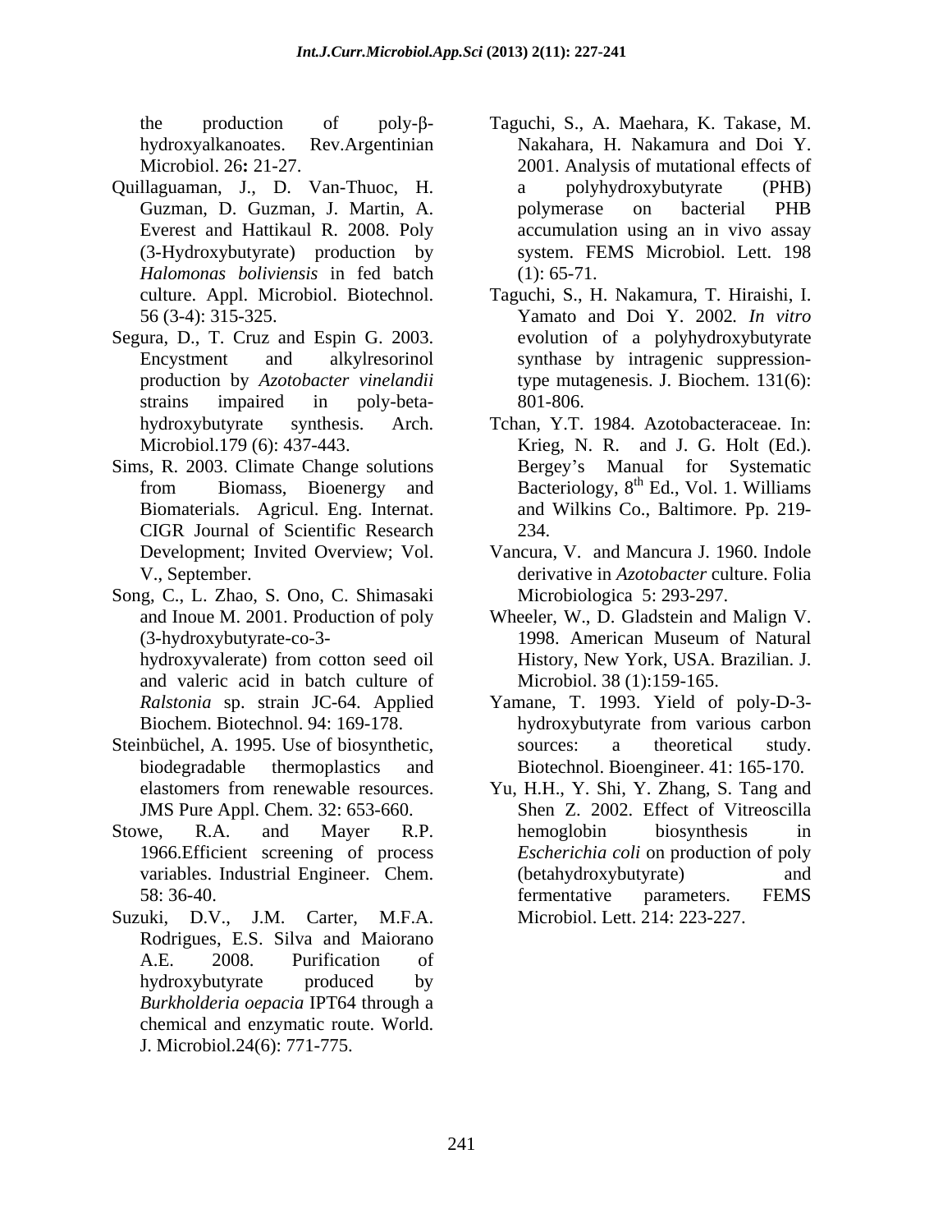the production of poly-β-hydroxyalkanoates. Rev.Argentinian Microbiol. 26**:** 21-27.

Quillaguaman, J., D. Van-Thuoc, H. Guzman, D. Guzman, J. Martin, A. Everest and Hattikaul R. 2008. Poly (3-Hydroxybutyrate) production by *Halomonas boliviensis* in fed batch culture. Appl. Microbiol. Biotechnol. 56 (3-4): 315-325.

Segura, D., T. Cruz and Espin G. 2003. Encystment and alkylresorinol production by *Azotobacter vinelandii* strains impaired in poly-beta-hydroxybutyrate synthesis. Arch. Microbiol.179 (6): 437-443.

Sims, R. 2003. Climate Change solutions from Biomass, Bioenergy and Biomaterials. Agricul. Eng. Internat. CIGR Journal of Scientific Research Development; Invited Overview; Vol. V., September.

Song, C., L. Zhao, S. Ono, C. Shimasaki and Inoue M. 2001. Production of poly (3-hydroxybutyrate-co-3-hydroxyvalerate) from cotton seed oil and valeric acid in batch culture of *Ralstonia* sp. strain JC-64. Applied Biochem. Biotechnol. 94: 169-178.

Steinbüchel, A. 1995. Use of biosynthetic, biodegradable thermoplastics and elastomers from renewable resources. JMS Pure Appl. Chem. 32: 653-660.

Stowe, R.A. and Mayer R.P. 1966.Efficient screening of process variables. Industrial Engineer. Chem. 58: 36-40.

Suzuki, D.V., J.M. Carter, M.F.A. Rodrigues, E.S. Silva and Maiorano A.E. 2008. Purification of hydroxybutyrate produced by *Burkholderia oepacia* IPT64 through a chemical and enzymatic route. World. J. Microbiol.24(6): 771-775.

Taguchi, S., A. Maehara, K. Takase, M. Nakahara, H. Nakamura and Doi Y. 2001. Analysis of mutational effects of a polyhydroxybutyrate (PHB) polymerase on bacterial PHB accumulation using an in vivo assay system. FEMS Microbiol. Lett. 198 (1): 65-71.

Taguchi, S., H. Nakamura, T. Hiraishi, I. Yamato and Doi Y. 2002*. In vitro* evolution of a polyhydroxybutyrate synthase by intragenic suppression-type mutagenesis. J. Biochem. 131(6): 801-806.

Tchan, Y.T. 1984. Azotobacteraceae. In: Krieg, N. R. and J. G. Holt (Ed.). Bergey's Manual for Systematic Bacteriology, 8th Ed., Vol. 1. Williams and Wilkins Co., Baltimore. Pp. 219-234.

Vancura, V. and Mancura J. 1960. Indole derivative in *Azotobacter* culture. Folia Microbiologica 5: 293-297.

Wheeler, W., D. Gladstein and Malign V. 1998. American Museum of Natural History, New York, USA. Brazilian. J. Microbiol. 38 (1):159-165.

Yamane, T. 1993. Yield of poly-D-3-hydroxybutyrate from various carbon sources: a theoretical study. Biotechnol. Bioengineer. 41: 165-170.

Yu, H.H., Y. Shi, Y. Zhang, S. Tang and Shen Z. 2002. Effect of Vitreoscilla hemoglobin biosynthesis in *Escherichia coli* on production of poly (betahydroxybutyrate) and fermentative parameters. FEMS Microbiol. Lett. 214: 223-227.